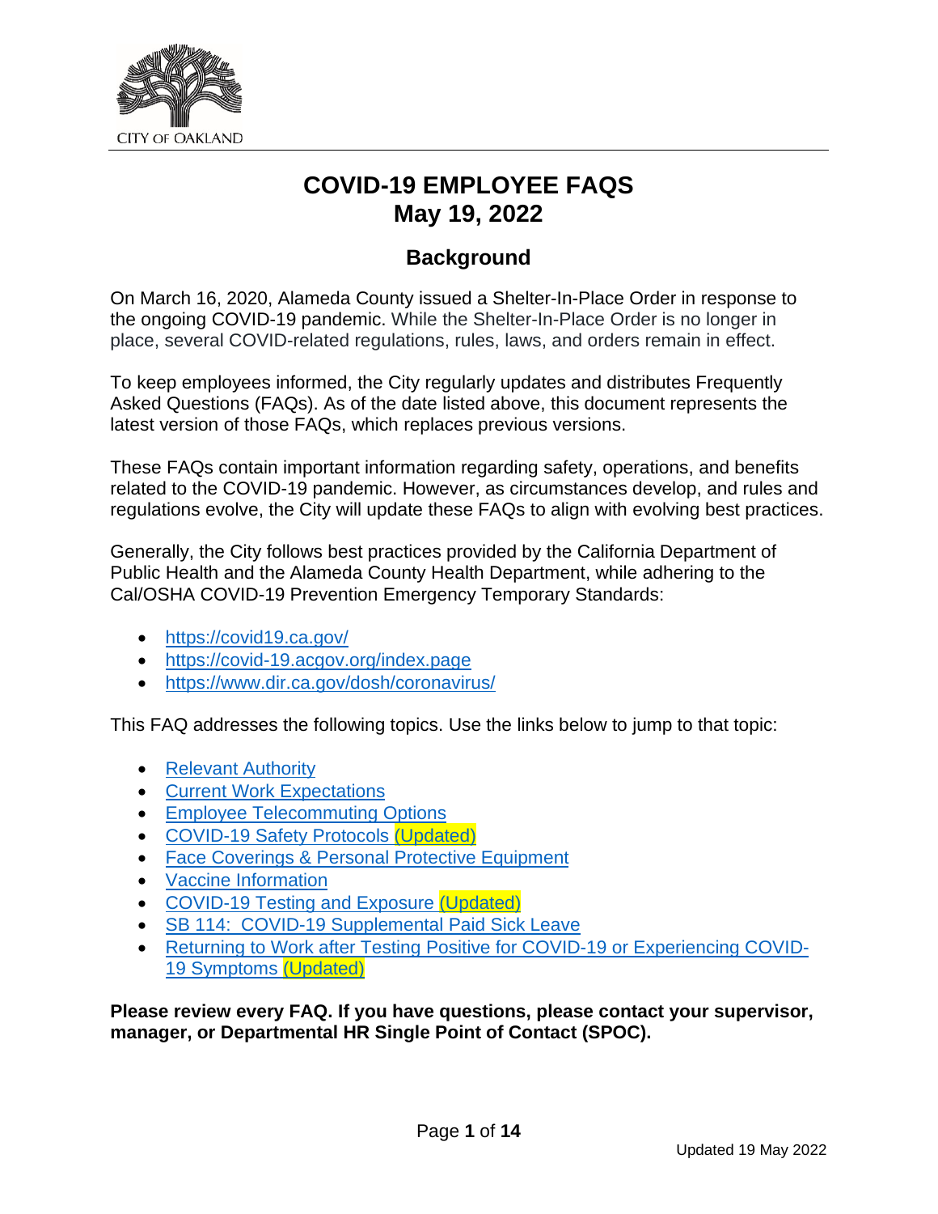CITY OF OAKLAND

# COVID-19 EMPLOYEE FAQS
# May 19, 2022

## Background

On March 16, 2020, Alameda County issued a Shelter-In-Place Order in response to the ongoing COVID-19 pandemic. While the Shelter-In-Place Order is no longer in place, several COVID-related regulations, rules, laws, and orders remain in effect.

To keep employees informed, the City regularly updates and distributes Frequently Asked Questions (FAQs). As of the date listed above, this document represents the latest version of those FAQs, which replaces previous versions.

These FAQs contain important information regarding safety, operations, and benefits related to the COVID-19 pandemic. However, as circumstances develop, and rules and regulations evolve, the City will update these FAQs to align with evolving best practices.

Generally, the City follows best practices provided by the California Department of Public Health and the Alameda County Health Department, while adhering to the Cal/OSHA COVID-19 Prevention Emergency Temporary Standards:

- https://covid19.ca.gov/
- https://covid-19.acgov.org/index.page
- https://www.dir.ca.gov/dosh/coronavirus/

This FAQ addresses the following topics. Use the links below to jump to that topic:

- Relevant Authority
- Current Work Expectations
- Employee Telecommuting Options
- COVID-19 Safety Protocols (Updated)
- Face Coverings & Personal Protective Equipment
- Vaccine Information
- COVID-19 Testing and Exposure (Updated)
- SB 114: COVID-19 Supplemental Paid Sick Leave
- Returning to Work after Testing Positive for COVID-19 or Experiencing COVID-19 Symptoms (Updated)

**Please review every FAQ. If you have questions, please contact your supervisor, manager, or Departmental HR Single Point of Contact (SPOC).**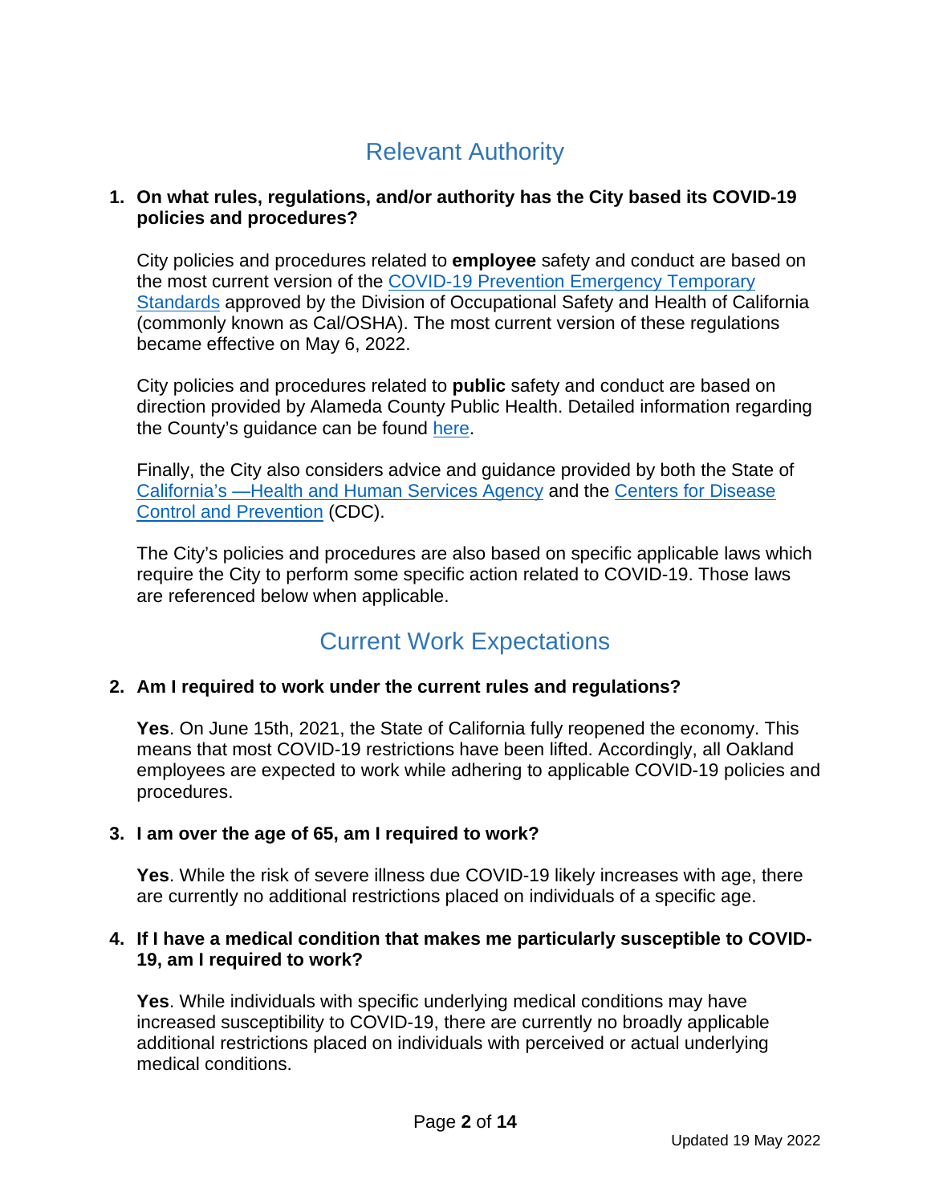## Relevant Authority

1. **On what rules, regulations, and/or authority has the City based its COVID-19 policies and procedures?**

   City policies and procedures related to **employee** safety and conduct are based on the most current version of the [COVID-19 Prevention Emergency Temporary Standards]() approved by the Division of Occupational Safety and Health of California (commonly known as Cal/OSHA). The most current version of these regulations became effective on May 6, 2022.

   City policies and procedures related to **public** safety and conduct are based on direction provided by Alameda County Public Health. Detailed information regarding the County's guidance can be found [here]().

   Finally, the City also considers advice and guidance provided by both the State of [California's —Health and Human Services Agency]() and the [Centers for Disease Control and Prevention]() (CDC).

   The City's policies and procedures are also based on specific applicable laws which require the City to perform some specific action related to COVID-19. Those laws are referenced below when applicable.

## Current Work Expectations

2. **Am I required to work under the current rules and regulations?**

   **Yes**. On June 15th, 2021, the State of California fully reopened the economy. This means that most COVID-19 restrictions have been lifted. Accordingly, all Oakland employees are expected to work while adhering to applicable COVID-19 policies and procedures.

3. **I am over the age of 65, am I required to work?**

   **Yes**. While the risk of severe illness due COVID-19 likely increases with age, there are currently no additional restrictions placed on individuals of a specific age.

4. **If I have a medical condition that makes me particularly susceptible to COVID-19, am I required to work?**

   **Yes**. While individuals with specific underlying medical conditions may have increased susceptibility to COVID-19, there are currently no broadly applicable additional restrictions placed on individuals with perceived or actual underlying medical conditions.

Updated 19 May 2022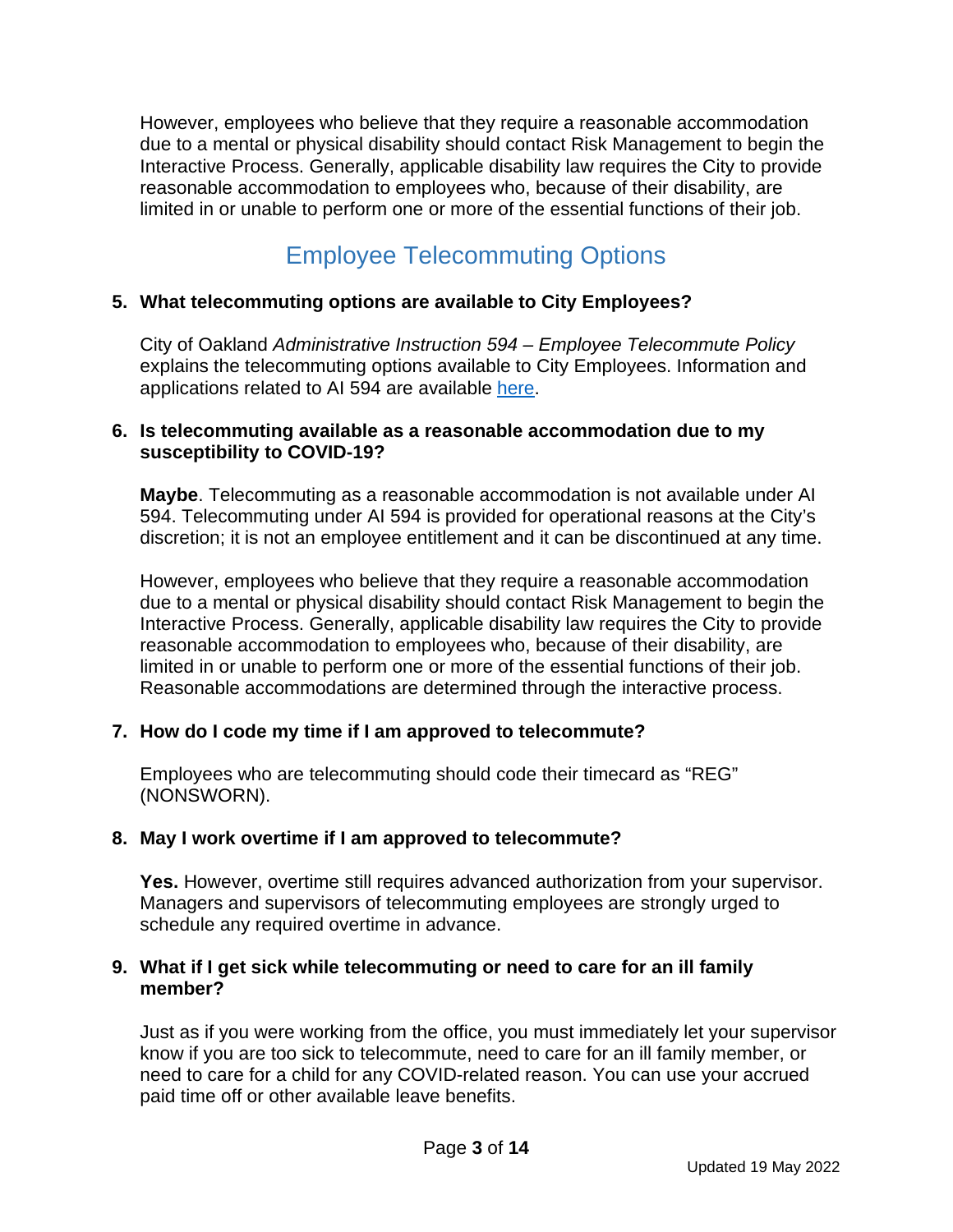However, employees who believe that they require a reasonable accommodation due to a mental or physical disability should contact Risk Management to begin the Interactive Process. Generally, applicable disability law requires the City to provide reasonable accommodation to employees who, because of their disability, are limited in or unable to perform one or more of the essential functions of their job.

## Employee Telecommuting Options

**5. What telecommuting options are available to City Employees?**

City of Oakland *Administrative Instruction 594 – Employee Telecommute Policy* explains the telecommuting options available to City Employees. Information and applications related to AI 594 are available here.

**6. Is telecommuting available as a reasonable accommodation due to my susceptibility to COVID-19?**

**Maybe**. Telecommuting as a reasonable accommodation is not available under AI 594. Telecommuting under AI 594 is provided for operational reasons at the City's discretion; it is not an employee entitlement and it can be discontinued at any time.

However, employees who believe that they require a reasonable accommodation due to a mental or physical disability should contact Risk Management to begin the Interactive Process. Generally, applicable disability law requires the City to provide reasonable accommodation to employees who, because of their disability, are limited in or unable to perform one or more of the essential functions of their job. Reasonable accommodations are determined through the interactive process.

**7. How do I code my time if I am approved to telecommute?**

Employees who are telecommuting should code their timecard as "REG" (NONSWORN).

**8. May I work overtime if I am approved to telecommute?**

**Yes.** However, overtime still requires advanced authorization from your supervisor. Managers and supervisors of telecommuting employees are strongly urged to schedule any required overtime in advance.

**9. What if I get sick while telecommuting or need to care for an ill family member?**

Just as if you were working from the office, you must immediately let your supervisor know if you are too sick to telecommute, need to care for an ill family member, or need to care for a child for any COVID-related reason. You can use your accrued paid time off or other available leave benefits.

Updated 19 May 2022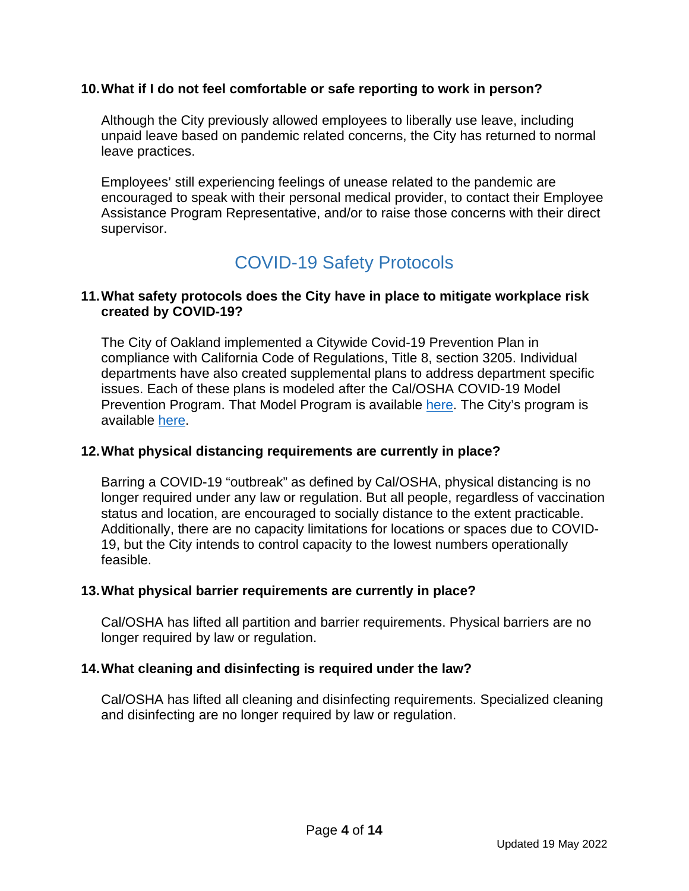**10. What if I do not feel comfortable or safe reporting to work in person?**

Although the City previously allowed employees to liberally use leave, including unpaid leave based on pandemic related concerns, the City has returned to normal leave practices.

Employees' still experiencing feelings of unease related to the pandemic are encouraged to speak with their personal medical provider, to contact their Employee Assistance Program Representative, and/or to raise those concerns with their direct supervisor.

## COVID-19 Safety Protocols

**11. What safety protocols does the City have in place to mitigate workplace risk created by COVID-19?**

The City of Oakland implemented a Citywide Covid-19 Prevention Plan in compliance with California Code of Regulations, Title 8, section 3205. Individual departments have also created supplemental plans to address department specific issues. Each of these plans is modeled after the Cal/OSHA COVID-19 Model Prevention Program. That Model Program is available here. The City's program is available here.

**12. What physical distancing requirements are currently in place?**

Barring a COVID-19 "outbreak" as defined by Cal/OSHA, physical distancing is no longer required under any law or regulation. But all people, regardless of vaccination status and location, are encouraged to socially distance to the extent practicable. Additionally, there are no capacity limitations for locations or spaces due to COVID-19, but the City intends to control capacity to the lowest numbers operationally feasible.

**13. What physical barrier requirements are currently in place?**

Cal/OSHA has lifted all partition and barrier requirements. Physical barriers are no longer required by law or regulation.

**14. What cleaning and disinfecting is required under the law?**

Cal/OSHA has lifted all cleaning and disinfecting requirements. Specialized cleaning and disinfecting are no longer required by law or regulation.

Updated 19 May 2022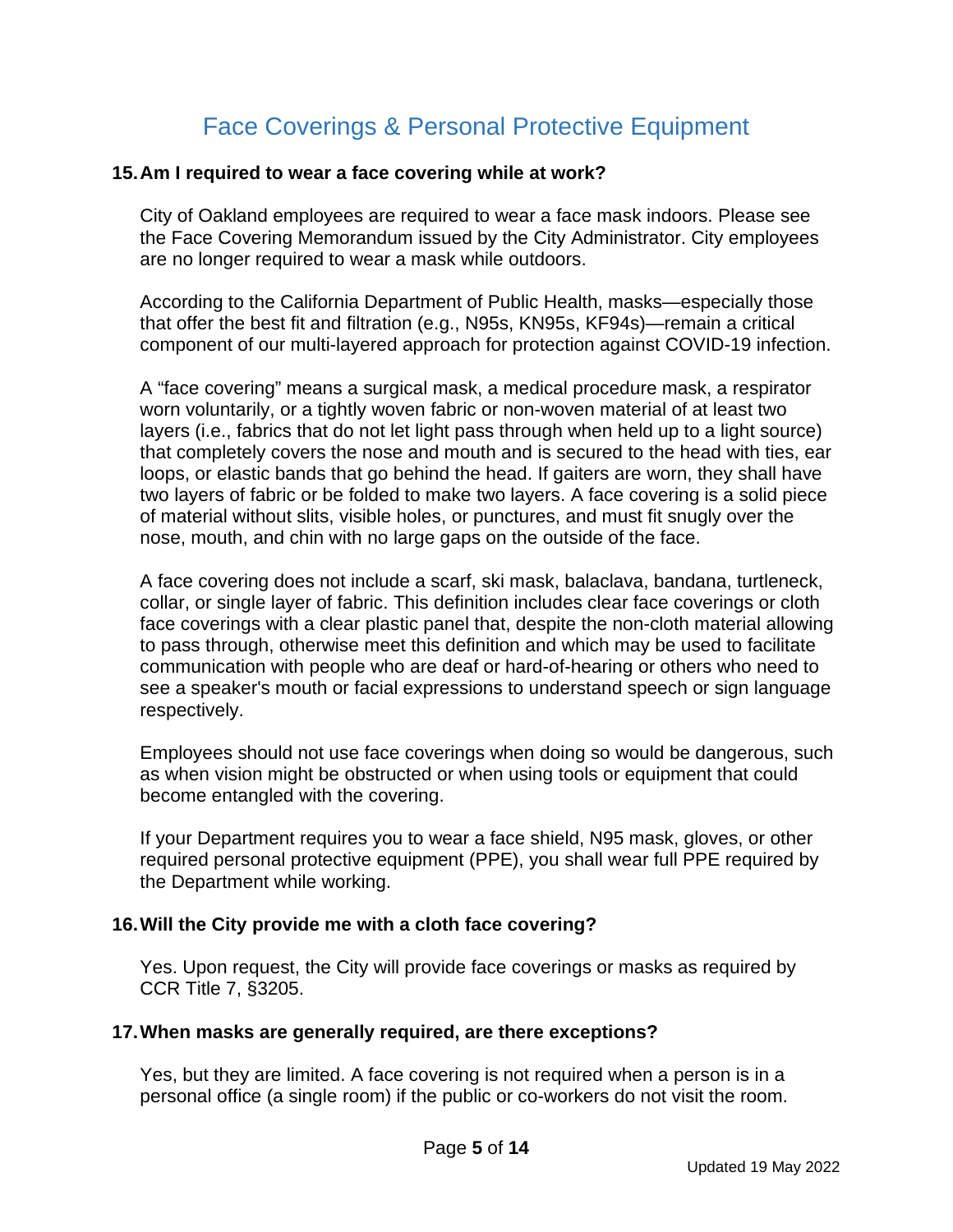## Face Coverings & Personal Protective Equipment

### 15. Am I required to wear a face covering while at work?

City of Oakland employees are required to wear a face mask indoors. Please see the Face Covering Memorandum issued by the City Administrator. City employees are no longer required to wear a mask while outdoors.

According to the California Department of Public Health, masks—especially those that offer the best fit and filtration (e.g., N95s, KN95s, KF94s)—remain a critical component of our multi-layered approach for protection against COVID-19 infection.

A "face covering" means a surgical mask, a medical procedure mask, a respirator worn voluntarily, or a tightly woven fabric or non-woven material of at least two layers (i.e., fabrics that do not let light pass through when held up to a light source) that completely covers the nose and mouth and is secured to the head with ties, ear loops, or elastic bands that go behind the head. If gaiters are worn, they shall have two layers of fabric or be folded to make two layers. A face covering is a solid piece of material without slits, visible holes, or punctures, and must fit snugly over the nose, mouth, and chin with no large gaps on the outside of the face.

A face covering does not include a scarf, ski mask, balaclava, bandana, turtleneck, collar, or single layer of fabric. This definition includes clear face coverings or cloth face coverings with a clear plastic panel that, despite the non-cloth material allowing to pass through, otherwise meet this definition and which may be used to facilitate communication with people who are deaf or hard-of-hearing or others who need to see a speaker's mouth or facial expressions to understand speech or sign language respectively.

Employees should not use face coverings when doing so would be dangerous, such as when vision might be obstructed or when using tools or equipment that could become entangled with the covering.

If your Department requires you to wear a face shield, N95 mask, gloves, or other required personal protective equipment (PPE), you shall wear full PPE required by the Department while working.

### 16. Will the City provide me with a cloth face covering?

Yes. Upon request, the City will provide face coverings or masks as required by CCR Title 7, §3205.

### 17. When masks are generally required, are there exceptions?

Yes, but they are limited. A face covering is not required when a person is in a personal office (a single room) if the public or co-workers do not visit the room.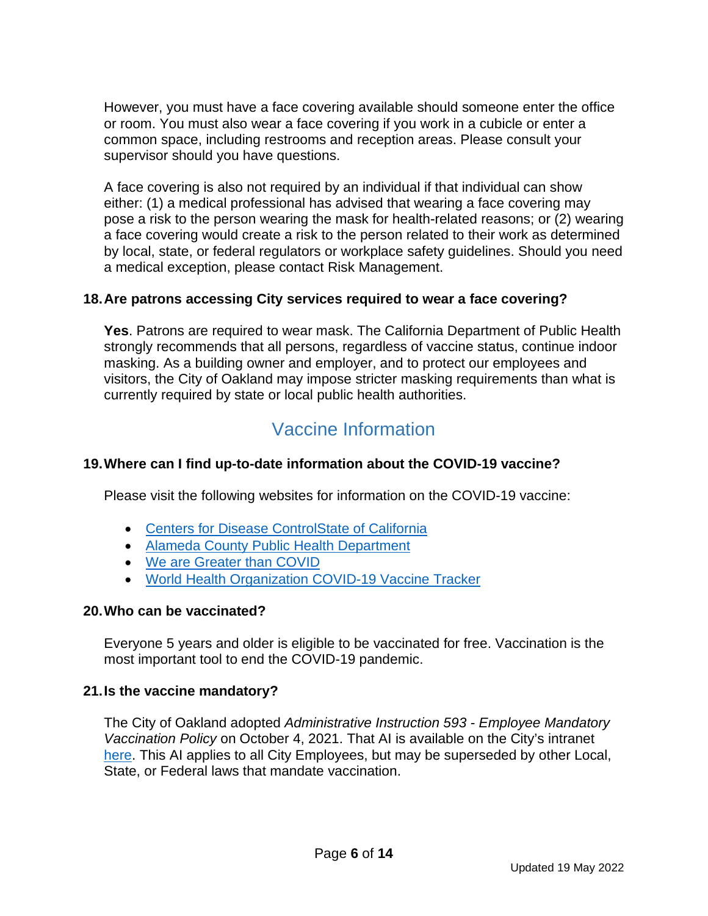However, you must have a face covering available should someone enter the office or room. You must also wear a face covering if you work in a cubicle or enter a common space, including restrooms and reception areas. Please consult your supervisor should you have questions.

A face covering is also not required by an individual if that individual can show either: (1) a medical professional has advised that wearing a face covering may pose a risk to the person wearing the mask for health-related reasons; or (2) wearing a face covering would create a risk to the person related to their work as determined by local, state, or federal regulators or workplace safety guidelines. Should you need a medical exception, please contact Risk Management.

**18. Are patrons accessing City services required to wear a face covering?**

**Yes**. Patrons are required to wear mask. The California Department of Public Health strongly recommends that all persons, regardless of vaccine status, continue indoor masking. As a building owner and employer, and to protect our employees and visitors, the City of Oakland may impose stricter masking requirements than what is currently required by state or local public health authorities.

## Vaccine Information

**19. Where can I find up-to-date information about the COVID-19 vaccine?**

Please visit the following websites for information on the COVID-19 vaccine:

- Centers for Disease ControlState of California
- Alameda County Public Health Department
- We are Greater than COVID
- World Health Organization COVID-19 Vaccine Tracker

**20. Who can be vaccinated?**

Everyone 5 years and older is eligible to be vaccinated for free. Vaccination is the most important tool to end the COVID-19 pandemic.

**21. Is the vaccine mandatory?**

The City of Oakland adopted *Administrative Instruction 593 - Employee Mandatory Vaccination Policy* on October 4, 2021. That AI is available on the City's intranet here. This AI applies to all City Employees, but may be superseded by other Local, State, or Federal laws that mandate vaccination.

Updated 19 May 2022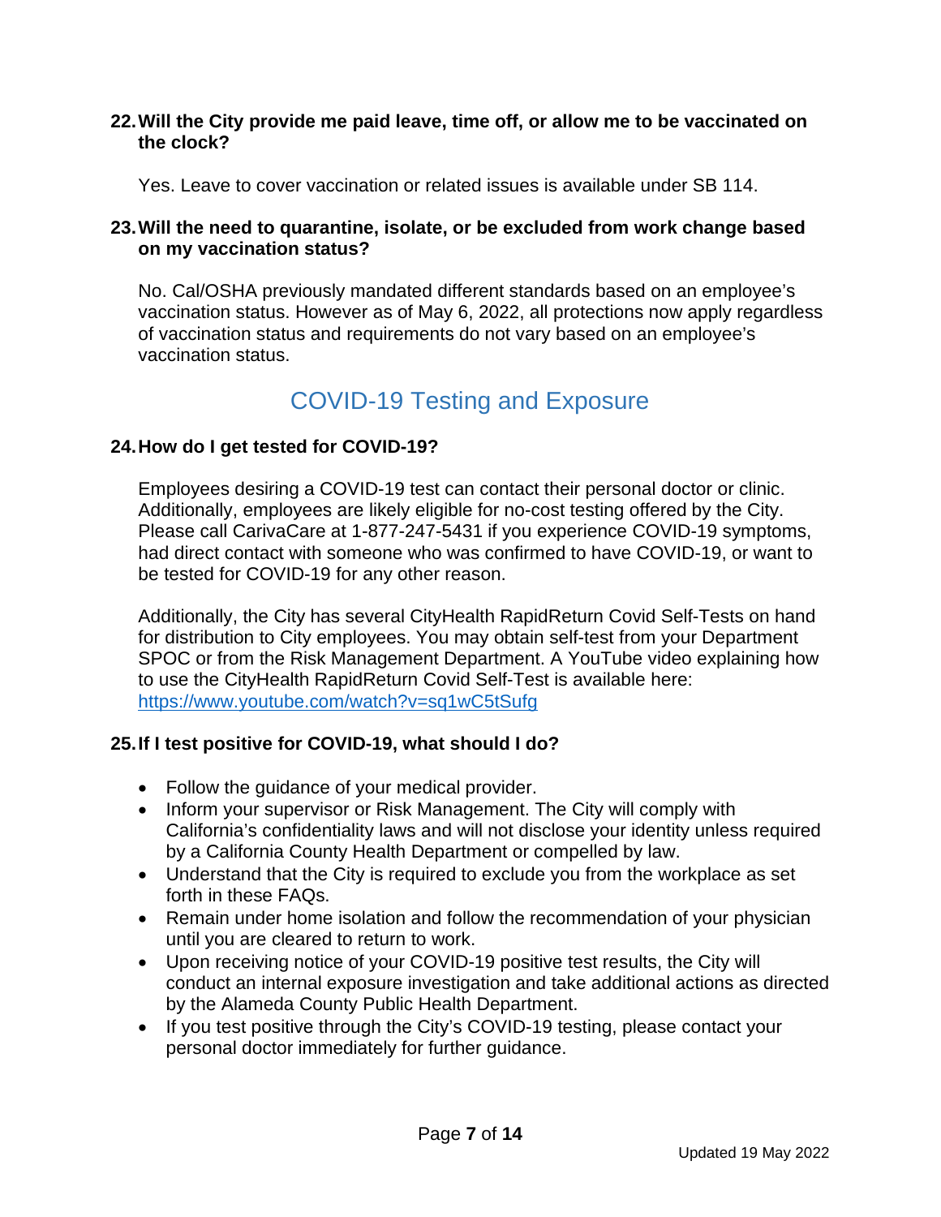**22. Will the City provide me paid leave, time off, or allow me to be vaccinated on the clock?**

Yes. Leave to cover vaccination or related issues is available under SB 114.

**23. Will the need to quarantine, isolate, or be excluded from work change based on my vaccination status?**

No. Cal/OSHA previously mandated different standards based on an employee's vaccination status. However as of May 6, 2022, all protections now apply regardless of vaccination status and requirements do not vary based on an employee's vaccination status.

## COVID-19 Testing and Exposure

**24. How do I get tested for COVID-19?**

Employees desiring a COVID-19 test can contact their personal doctor or clinic. Additionally, employees are likely eligible for no-cost testing offered by the City. Please call CarivaCare at 1-877-247-5431 if you experience COVID-19 symptoms, had direct contact with someone who was confirmed to have COVID-19, or want to be tested for COVID-19 for any other reason.

Additionally, the City has several CityHealth RapidReturn Covid Self-Tests on hand for distribution to City employees. You may obtain self-test from your Department SPOC or from the Risk Management Department. A YouTube video explaining how to use the CityHealth RapidReturn Covid Self-Test is available here: [https://www.youtube.com/watch?v=sq1wC5tSufg](https://www.youtube.com/watch?v=sq1wC5tSufg)

**25. If I test positive for COVID-19, what should I do?**

- Follow the guidance of your medical provider.
- Inform your supervisor or Risk Management. The City will comply with California's confidentiality laws and will not disclose your identity unless required by a California County Health Department or compelled by law.
- Understand that the City is required to exclude you from the workplace as set forth in these FAQs.
- Remain under home isolation and follow the recommendation of your physician until you are cleared to return to work.
- Upon receiving notice of your COVID-19 positive test results, the City will conduct an internal exposure investigation and take additional actions as directed by the Alameda County Public Health Department.
- If you test positive through the City's COVID-19 testing, please contact your personal doctor immediately for further guidance.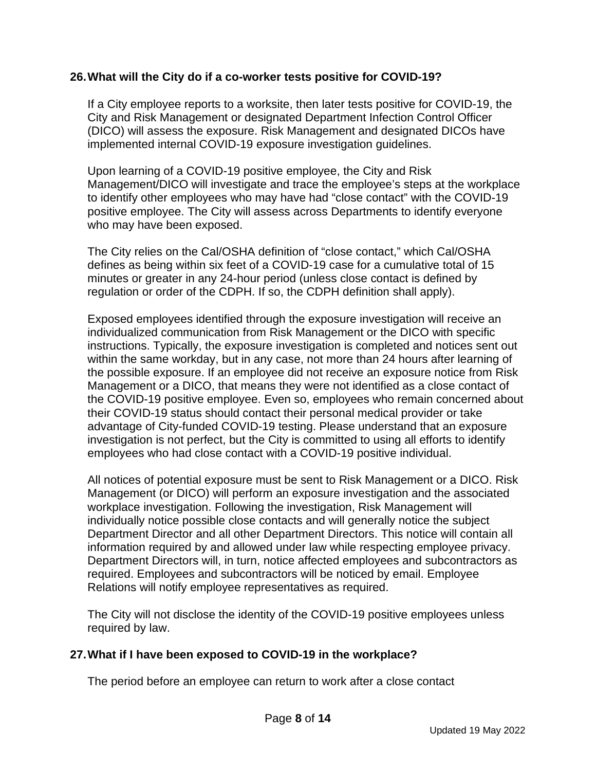## 26. What will the City do if a co-worker tests positive for COVID-19?

If a City employee reports to a worksite, then later tests positive for COVID-19, the City and Risk Management or designated Department Infection Control Officer (DICO) will assess the exposure. Risk Management and designated DICOs have implemented internal COVID-19 exposure investigation guidelines.

Upon learning of a COVID-19 positive employee, the City and Risk Management/DICO will investigate and trace the employee's steps at the workplace to identify other employees who may have had "close contact" with the COVID-19 positive employee. The City will assess across Departments to identify everyone who may have been exposed.

The City relies on the Cal/OSHA definition of "close contact," which Cal/OSHA defines as being within six feet of a COVID-19 case for a cumulative total of 15 minutes or greater in any 24-hour period (unless close contact is defined by regulation or order of the CDPH. If so, the CDPH definition shall apply).

Exposed employees identified through the exposure investigation will receive an individualized communication from Risk Management or the DICO with specific instructions. Typically, the exposure investigation is completed and notices sent out within the same workday, but in any case, not more than 24 hours after learning of the possible exposure. If an employee did not receive an exposure notice from Risk Management or a DICO, that means they were not identified as a close contact of the COVID-19 positive employee. Even so, employees who remain concerned about their COVID-19 status should contact their personal medical provider or take advantage of City-funded COVID-19 testing. Please understand that an exposure investigation is not perfect, but the City is committed to using all efforts to identify employees who had close contact with a COVID-19 positive individual.

All notices of potential exposure must be sent to Risk Management or a DICO. Risk Management (or DICO) will perform an exposure investigation and the associated workplace investigation. Following the investigation, Risk Management will individually notice possible close contacts and will generally notice the subject Department Director and all other Department Directors. This notice will contain all information required by and allowed under law while respecting employee privacy. Department Directors will, in turn, notice affected employees and subcontractors as required. Employees and subcontractors will be noticed by email. Employee Relations will notify employee representatives as required.

The City will not disclose the identity of the COVID-19 positive employees unless required by law.

## 27. What if I have been exposed to COVID-19 in the workplace?

The period before an employee can return to work after a close contact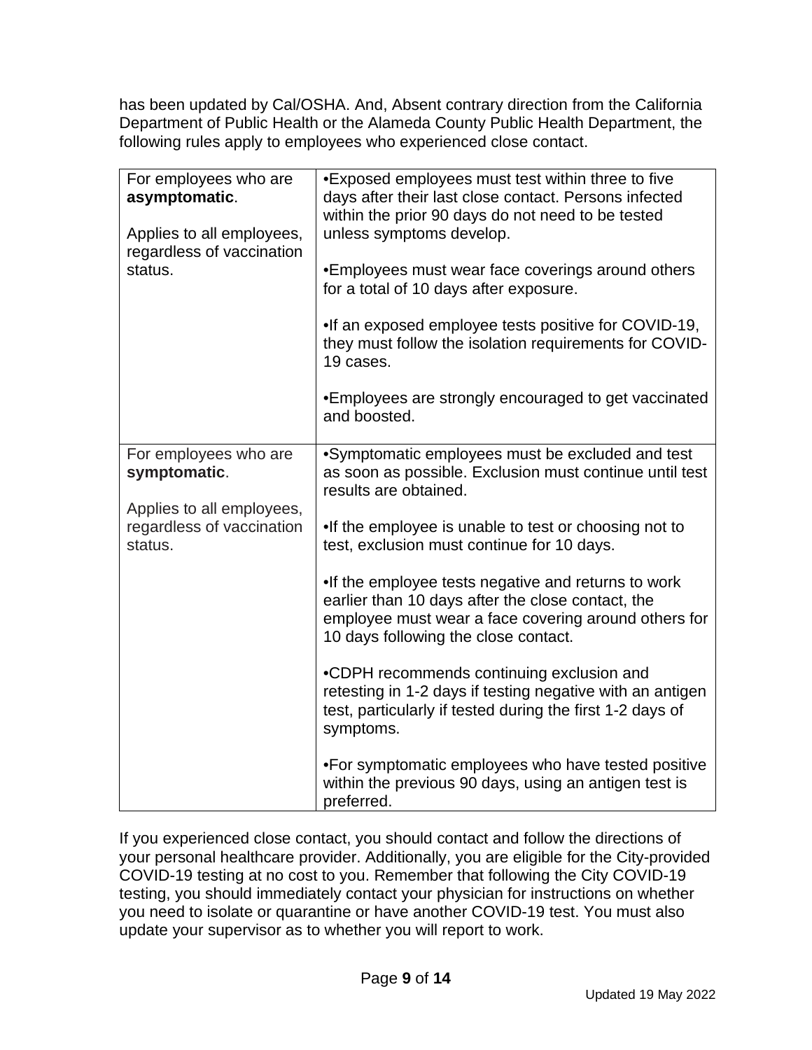has been updated by Cal/OSHA. And, Absent contrary direction from the California Department of Public Health or the Alameda County Public Health Department, the following rules apply to employees who experienced close contact.

| | |
|---|---|
| For employees who are **asymptomatic**.<br><br>Applies to all employees, regardless of vaccination status. | •Exposed employees must test within three to five days after their last close contact. Persons infected within the prior 90 days do not need to be tested unless symptoms develop.<br><br>•Employees must wear face coverings around others for a total of 10 days after exposure.<br><br>•If an exposed employee tests positive for COVID-19, they must follow the isolation requirements for COVID-19 cases.<br><br>•Employees are strongly encouraged to get vaccinated and boosted. |
| For employees who are **symptomatic**.<br><br>Applies to all employees, regardless of vaccination status. | •Symptomatic employees must be excluded and test as soon as possible. Exclusion must continue until test results are obtained.<br><br>•If the employee is unable to test or choosing not to test, exclusion must continue for 10 days.<br><br>•If the employee tests negative and returns to work earlier than 10 days after the close contact, the employee must wear a face covering around others for 10 days following the close contact.<br><br>•CDPH recommends continuing exclusion and retesting in 1-2 days if testing negative with an antigen test, particularly if tested during the first 1-2 days of symptoms.<br><br>•For symptomatic employees who have tested positive within the previous 90 days, using an antigen test is preferred. |

If you experienced close contact, you should contact and follow the directions of your personal healthcare provider. Additionally, you are eligible for the City-provided COVID-19 testing at no cost to you. Remember that following the City COVID-19 testing, you should immediately contact your physician for instructions on whether you need to isolate or quarantine or have another COVID-19 test. You must also update your supervisor as to whether you will report to work.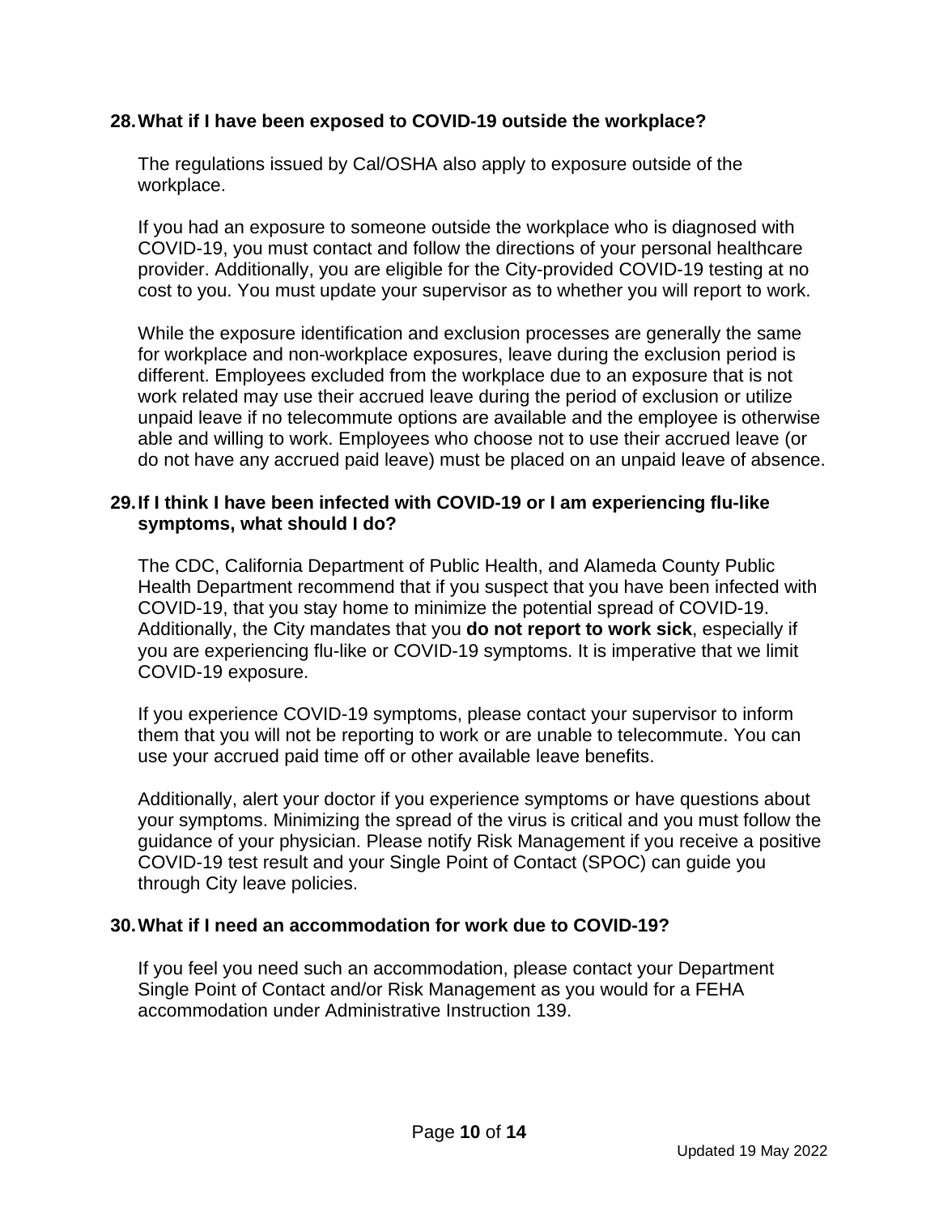**28. What if I have been exposed to COVID-19 outside the workplace?**

The regulations issued by Cal/OSHA also apply to exposure outside of the workplace.

If you had an exposure to someone outside the workplace who is diagnosed with COVID-19, you must contact and follow the directions of your personal healthcare provider. Additionally, you are eligible for the City-provided COVID-19 testing at no cost to you. You must update your supervisor as to whether you will report to work.

While the exposure identification and exclusion processes are generally the same for workplace and non-workplace exposures, leave during the exclusion period is different. Employees excluded from the workplace due to an exposure that is not work related may use their accrued leave during the period of exclusion or utilize unpaid leave if no telecommute options are available and the employee is otherwise able and willing to work. Employees who choose not to use their accrued leave (or do not have any accrued paid leave) must be placed on an unpaid leave of absence.

**29. If I think I have been infected with COVID-19 or I am experiencing flu-like symptoms, what should I do?**

The CDC, California Department of Public Health, and Alameda County Public Health Department recommend that if you suspect that you have been infected with COVID-19, that you stay home to minimize the potential spread of COVID-19. Additionally, the City mandates that you **do not report to work sick**, especially if you are experiencing flu-like or COVID-19 symptoms. It is imperative that we limit COVID-19 exposure.

If you experience COVID-19 symptoms, please contact your supervisor to inform them that you will not be reporting to work or are unable to telecommute. You can use your accrued paid time off or other available leave benefits.

Additionally, alert your doctor if you experience symptoms or have questions about your symptoms. Minimizing the spread of the virus is critical and you must follow the guidance of your physician. Please notify Risk Management if you receive a positive COVID-19 test result and your Single Point of Contact (SPOC) can guide you through City leave policies.

**30. What if I need an accommodation for work due to COVID-19?**

If you feel you need such an accommodation, please contact your Department Single Point of Contact and/or Risk Management as you would for a FEHA accommodation under Administrative Instruction 139.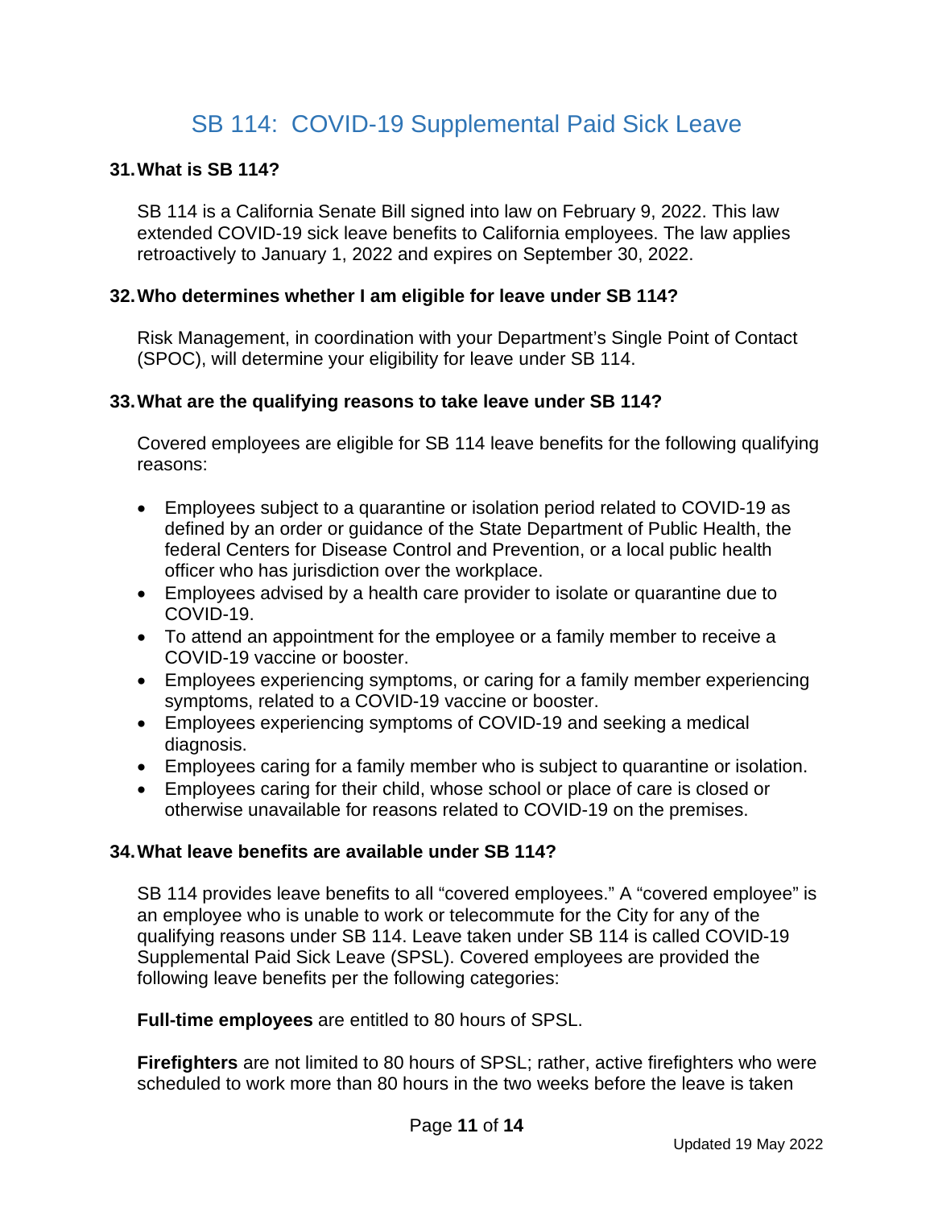## SB 114: COVID-19 Supplemental Paid Sick Leave

**31. What is SB 114?**

SB 114 is a California Senate Bill signed into law on February 9, 2022. This law extended COVID-19 sick leave benefits to California employees. The law applies retroactively to January 1, 2022 and expires on September 30, 2022.

**32. Who determines whether I am eligible for leave under SB 114?**

Risk Management, in coordination with your Department's Single Point of Contact (SPOC), will determine your eligibility for leave under SB 114.

**33. What are the qualifying reasons to take leave under SB 114?**

Covered employees are eligible for SB 114 leave benefits for the following qualifying reasons:

- Employees subject to a quarantine or isolation period related to COVID-19 as defined by an order or guidance of the State Department of Public Health, the federal Centers for Disease Control and Prevention, or a local public health officer who has jurisdiction over the workplace.
- Employees advised by a health care provider to isolate or quarantine due to COVID-19.
- To attend an appointment for the employee or a family member to receive a COVID-19 vaccine or booster.
- Employees experiencing symptoms, or caring for a family member experiencing symptoms, related to a COVID-19 vaccine or booster.
- Employees experiencing symptoms of COVID-19 and seeking a medical diagnosis.
- Employees caring for a family member who is subject to quarantine or isolation.
- Employees caring for their child, whose school or place of care is closed or otherwise unavailable for reasons related to COVID-19 on the premises.

**34. What leave benefits are available under SB 114?**

SB 114 provides leave benefits to all "covered employees." A "covered employee" is an employee who is unable to work or telecommute for the City for any of the qualifying reasons under SB 114. Leave taken under SB 114 is called COVID-19 Supplemental Paid Sick Leave (SPSL). Covered employees are provided the following leave benefits per the following categories:

**Full-time employees** are entitled to 80 hours of SPSL.

**Firefighters** are not limited to 80 hours of SPSL; rather, active firefighters who were scheduled to work more than 80 hours in the two weeks before the leave is taken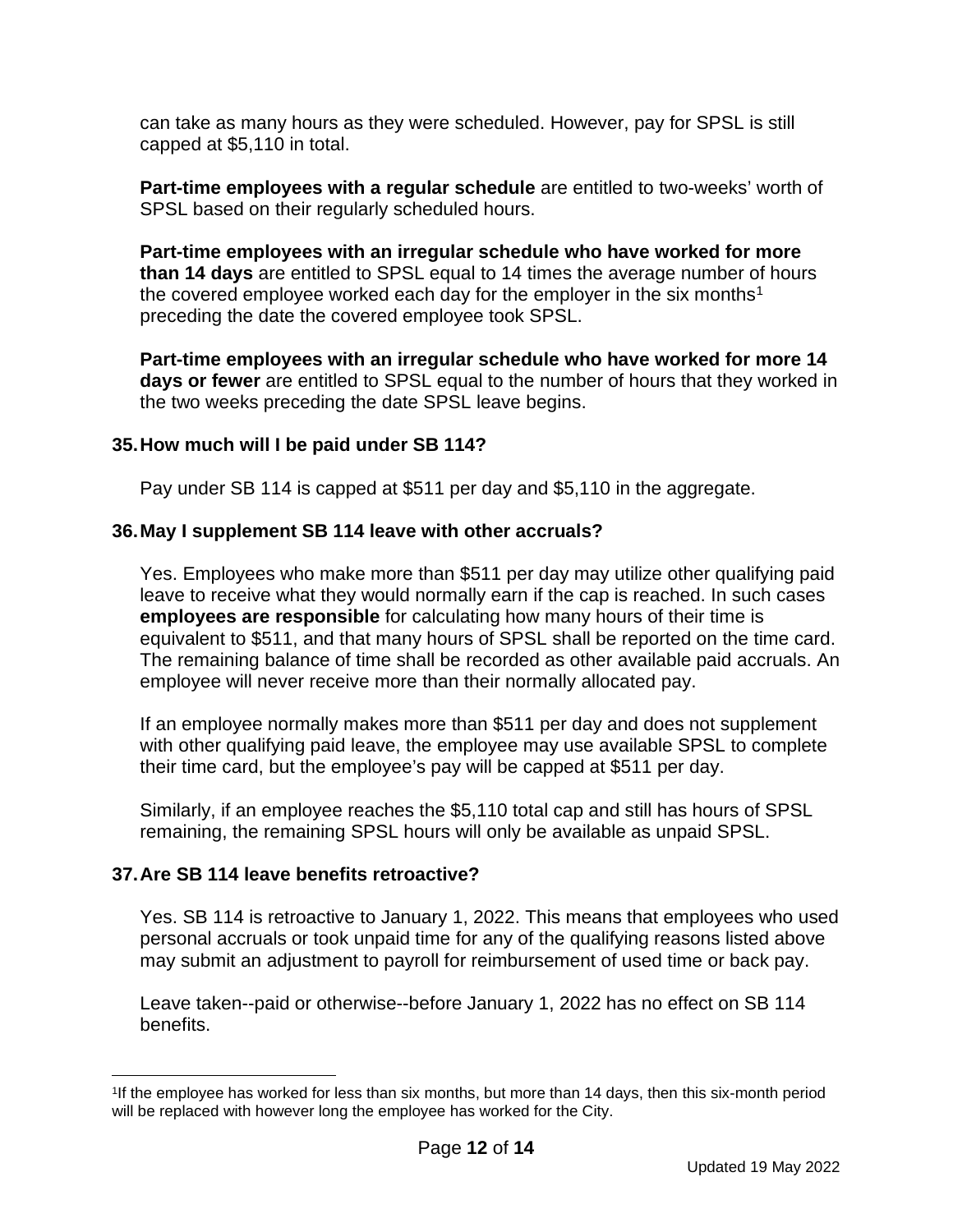can take as many hours as they were scheduled. However, pay for SPSL is still capped at $5,110 in total.

**Part-time employees with a regular schedule** are entitled to two-weeks' worth of SPSL based on their regularly scheduled hours.

**Part-time employees with an irregular schedule who have worked for more than 14 days** are entitled to SPSL equal to 14 times the average number of hours the covered employee worked each day for the employer in the six months[1] preceding the date the covered employee took SPSL.

**Part-time employees with an irregular schedule who have worked for more 14 days or fewer** are entitled to SPSL equal to the number of hours that they worked in the two weeks preceding the date SPSL leave begins.

### 35. How much will I be paid under SB 114?

Pay under SB 114 is capped at $511 per day and $5,110 in the aggregate.

### 36. May I supplement SB 114 leave with other accruals?

Yes. Employees who make more than $511 per day may utilize other qualifying paid leave to receive what they would normally earn if the cap is reached. In such cases **employees are responsible** for calculating how many hours of their time is equivalent to $511, and that many hours of SPSL shall be reported on the time card. The remaining balance of time shall be recorded as other available paid accruals. An employee will never receive more than their normally allocated pay.

If an employee normally makes more than $511 per day and does not supplement with other qualifying paid leave, the employee may use available SPSL to complete their time card, but the employee's pay will be capped at $511 per day.

Similarly, if an employee reaches the $5,110 total cap and still has hours of SPSL remaining, the remaining SPSL hours will only be available as unpaid SPSL.

### 37. Are SB 114 leave benefits retroactive?

Yes. SB 114 is retroactive to January 1, 2022. This means that employees who used personal accruals or took unpaid time for any of the qualifying reasons listed above may submit an adjustment to payroll for reimbursement of used time or back pay.

Leave taken--paid or otherwise--before January 1, 2022 has no effect on SB 114 benefits.

---

[1] If the employee has worked for less than six months, but more than 14 days, then this six-month period will be replaced with however long the employee has worked for the City.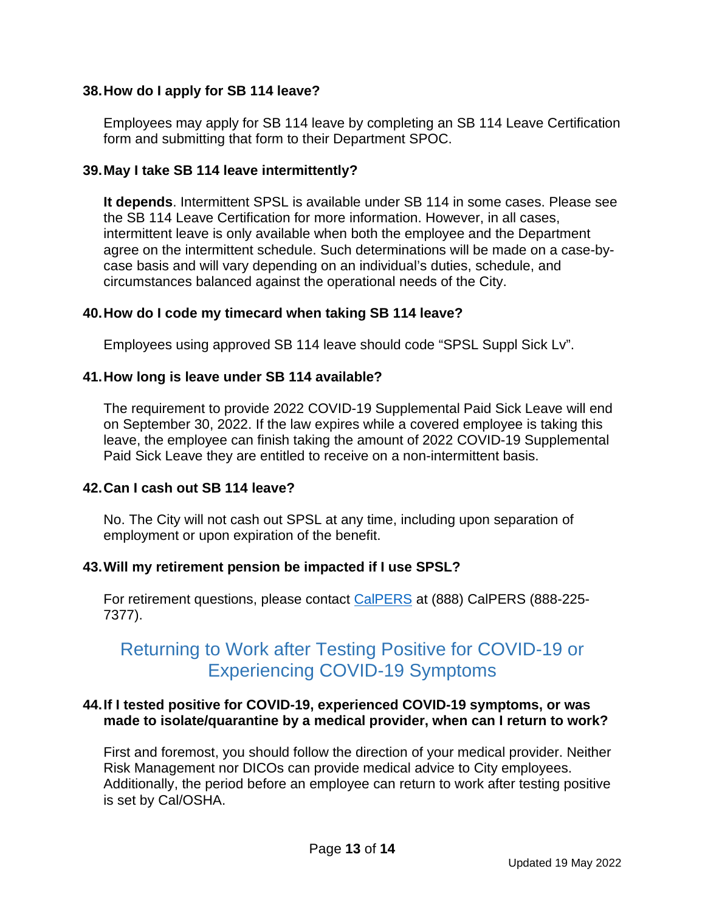**38. How do I apply for SB 114 leave?**

Employees may apply for SB 114 leave by completing an SB 114 Leave Certification form and submitting that form to their Department SPOC.

**39. May I take SB 114 leave intermittently?**

**It depends**. Intermittent SPSL is available under SB 114 in some cases. Please see the SB 114 Leave Certification for more information. However, in all cases, intermittent leave is only available when both the employee and the Department agree on the intermittent schedule. Such determinations will be made on a case-by-case basis and will vary depending on an individual's duties, schedule, and circumstances balanced against the operational needs of the City.

**40. How do I code my timecard when taking SB 114 leave?**

Employees using approved SB 114 leave should code "SPSL Suppl Sick Lv".

**41. How long is leave under SB 114 available?**

The requirement to provide 2022 COVID-19 Supplemental Paid Sick Leave will end on September 30, 2022. If the law expires while a covered employee is taking this leave, the employee can finish taking the amount of 2022 COVID-19 Supplemental Paid Sick Leave they are entitled to receive on a non-intermittent basis.

**42. Can I cash out SB 114 leave?**

No. The City will not cash out SPSL at any time, including upon separation of employment or upon expiration of the benefit.

**43. Will my retirement pension be impacted if I use SPSL?**

For retirement questions, please contact CalPERS at (888) CalPERS (888-225-7377).

## Returning to Work after Testing Positive for COVID-19 or Experiencing COVID-19 Symptoms

**44. If I tested positive for COVID-19, experienced COVID-19 symptoms, or was made to isolate/quarantine by a medical provider, when can I return to work?**

First and foremost, you should follow the direction of your medical provider. Neither Risk Management nor DICOs can provide medical advice to City employees. Additionally, the period before an employee can return to work after testing positive is set by Cal/OSHA.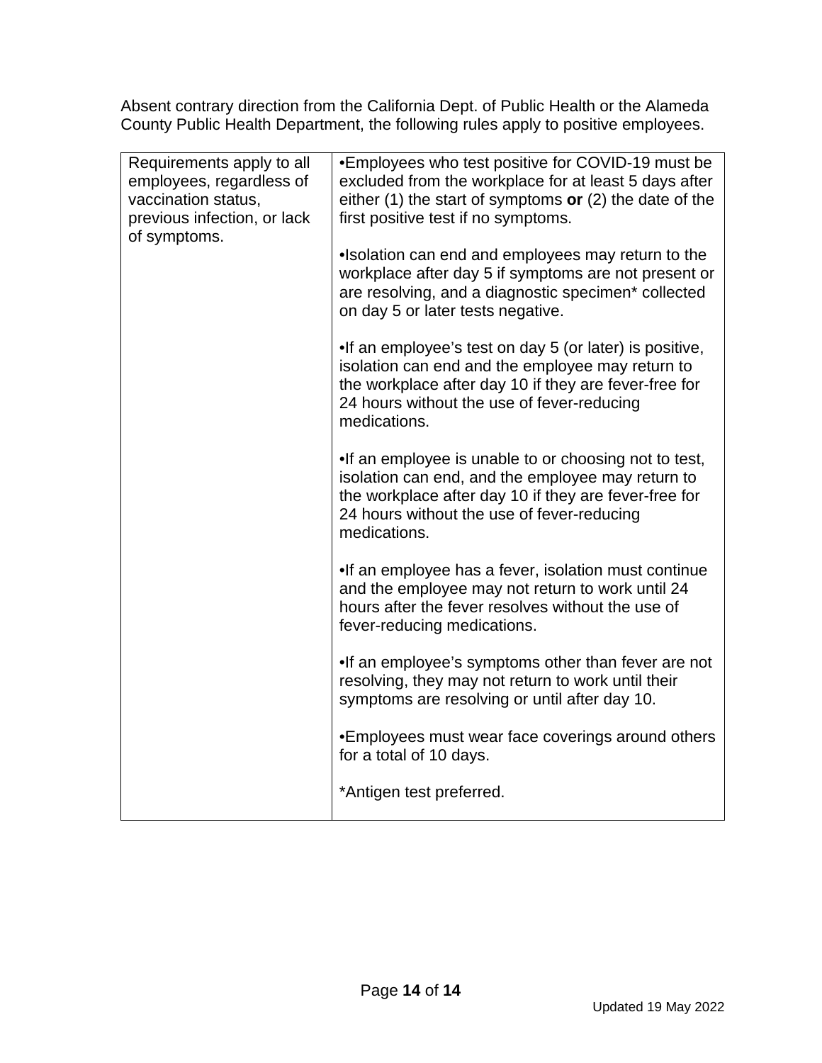Absent contrary direction from the California Dept. of Public Health or the Alameda County Public Health Department, the following rules apply to positive employees.

| | |
|---|---|
| Requirements apply to all employees, regardless of vaccination status, previous infection, or lack of symptoms. | •Employees who test positive for COVID-19 must be excluded from the workplace for at least 5 days after either (1) the start of symptoms **or** (2) the date of the first positive test if no symptoms.<br><br>•Isolation can end and employees may return to the workplace after day 5 if symptoms are not present or are resolving, and a diagnostic specimen* collected on day 5 or later tests negative.<br><br>•If an employee's test on day 5 (or later) is positive, isolation can end and the employee may return to the workplace after day 10 if they are fever-free for 24 hours without the use of fever-reducing medications.<br><br>•If an employee is unable to or choosing not to test, isolation can end, and the employee may return to the workplace after day 10 if they are fever-free for 24 hours without the use of fever-reducing medications.<br><br>•If an employee has a fever, isolation must continue and the employee may not return to work until 24 hours after the fever resolves without the use of fever-reducing medications.<br><br>•If an employee's symptoms other than fever are not resolving, they may not return to work until their symptoms are resolving or until after day 10.<br><br>•Employees must wear face coverings around others for a total of 10 days.<br><br>*Antigen test preferred. |

Updated 19 May 2022